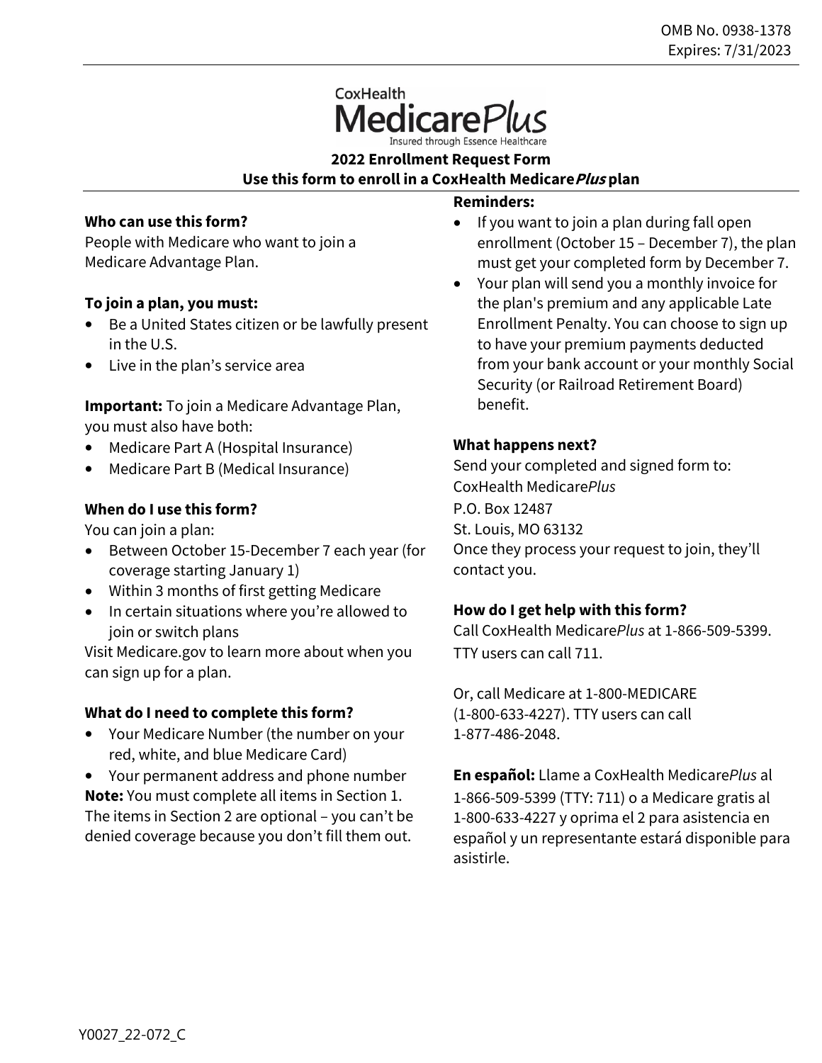OMB No. 0938-1378
Expires: 7/31/2023

CoxHealth MedicarePlus
Insured through Essence Healthcare

# 2022 Enrollment Request Form

## Use this form to enroll in a CoxHealth Medicare*Plus* plan

**Who can use this form?**
People with Medicare who want to join a Medicare Advantage Plan.

**To join a plan, you must:**

- Be a United States citizen or be lawfully present in the U.S.
- Live in the plan's service area

**Important:** To join a Medicare Advantage Plan, you must also have both:

- Medicare Part A (Hospital Insurance)
- Medicare Part B (Medical Insurance)

**When do I use this form?**
You can join a plan:

- Between October 15-December 7 each year (for coverage starting January 1)
- Within 3 months of first getting Medicare
- In certain situations where you're allowed to join or switch plans

Visit Medicare.gov to learn more about when you can sign up for a plan.

**What do I need to complete this form?**

- Your Medicare Number (the number on your red, white, and blue Medicare Card)
- Your permanent address and phone number

**Note:** You must complete all items in Section 1. The items in Section 2 are optional – you can't be denied coverage because you don't fill them out.

**Reminders:**

- If you want to join a plan during fall open enrollment (October 15 – December 7), the plan must get your completed form by December 7.
- Your plan will send you a monthly invoice for the plan's premium and any applicable Late Enrollment Penalty. You can choose to sign up to have your premium payments deducted from your bank account or your monthly Social Security (or Railroad Retirement Board) benefit.

**What happens next?**
Send your completed and signed form to:
CoxHealth Medicare*Plus*
P.O. Box 12487
St. Louis, MO 63132
Once they process your request to join, they'll contact you.

**How do I get help with this form?**
Call CoxHealth Medicare*Plus* at 1-866-509-5399. TTY users can call 711.

Or, call Medicare at 1-800-MEDICARE (1-800-633-4227). TTY users can call 1-877-486-2048.

**En español:** Llame a CoxHealth Medicare*Plus* al 1-866-509-5399 (TTY: 711) o a Medicare gratis al 1-800-633-4227 y oprima el 2 para asistencia en español y un representante estará disponible para asistirle.

Y0027_22-072_C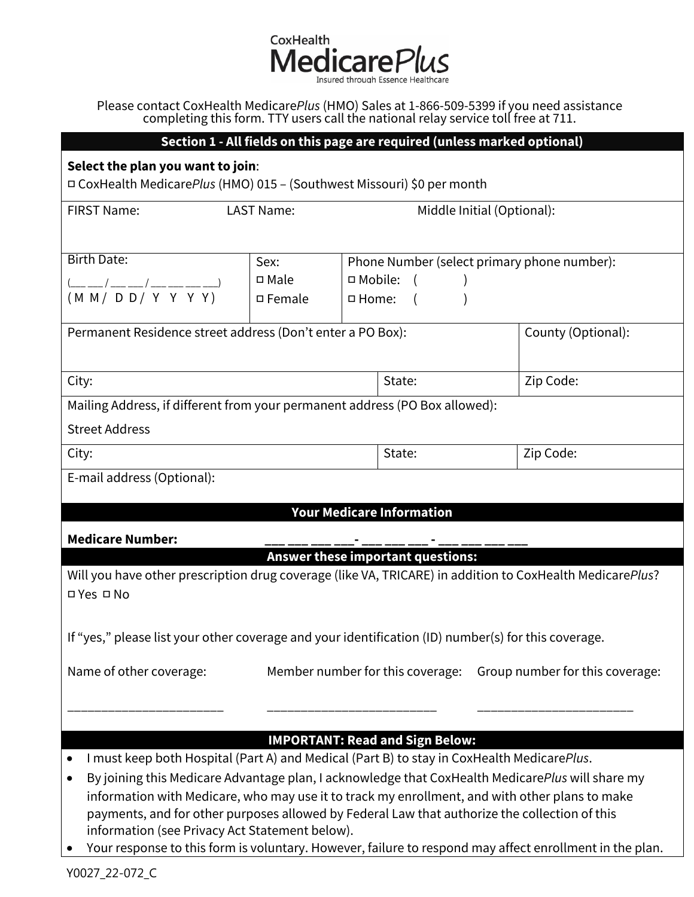CoxHealth

**Medicare*Plus***

Insured through Essence Healthcare

Please contact CoxHealth Medicare*Plus* (HMO) Sales at 1-866-509-5399 if you need assistance completing this form. TTY users call the national relay service toll free at 711.

## Section 1 - All fields on this page are required (unless marked optional)

**Select the plan you want to join**:

☐ CoxHealth Medicare*Plus* (HMO) 015 – (Southwest Missouri) $0 per month

| FIRST Name: | LAST Name: | Middle Initial (Optional): |
|---|---|---|
| | | |

| Birth Date: (___ ___ / ___ ___ / ___ ___ ___ ___) (M M / D D / Y Y Y Y) | Sex: ☐ Male ☐ Female | Phone Number (select primary phone number): ☐ Mobile: ( ) ☐ Home: ( ) |
|---|---|---|

| Permanent Residence street address (Don't enter a PO Box): | | County (Optional): |
|---|---|---|
| City: | State: | Zip Code: |

Mailing Address, if different from your permanent address (PO Box allowed):

Street Address

| City: | State: | Zip Code: |
|---|---|---|

E-mail address (Optional):

### Your Medicare Information

**Medicare Number:** ___ ___ ___ ___- ___ ___ ___ - ___ ___ ___ ___

### Answer these important questions:

Will you have other prescription drug coverage (like VA, TRICARE) in addition to CoxHealth Medicare*Plus*?

☐ Yes ☐ No

If "yes," please list your other coverage and your identification (ID) number(s) for this coverage.

| Name of other coverage: | Member number for this coverage: | Group number for this coverage: |
|---|---|---|
| ______________________ | ______________________ | ______________________ |

### IMPORTANT: Read and Sign Below:

- I must keep both Hospital (Part A) and Medical (Part B) to stay in CoxHealth Medicare*Plus*.
- By joining this Medicare Advantage plan, I acknowledge that CoxHealth Medicare*Plus* will share my information with Medicare, who may use it to track my enrollment, and with other plans to make payments, and for other purposes allowed by Federal Law that authorize the collection of this information (see Privacy Act Statement below).
- Your response to this form is voluntary. However, failure to respond may affect enrollment in the plan.

Y0027_22-072_C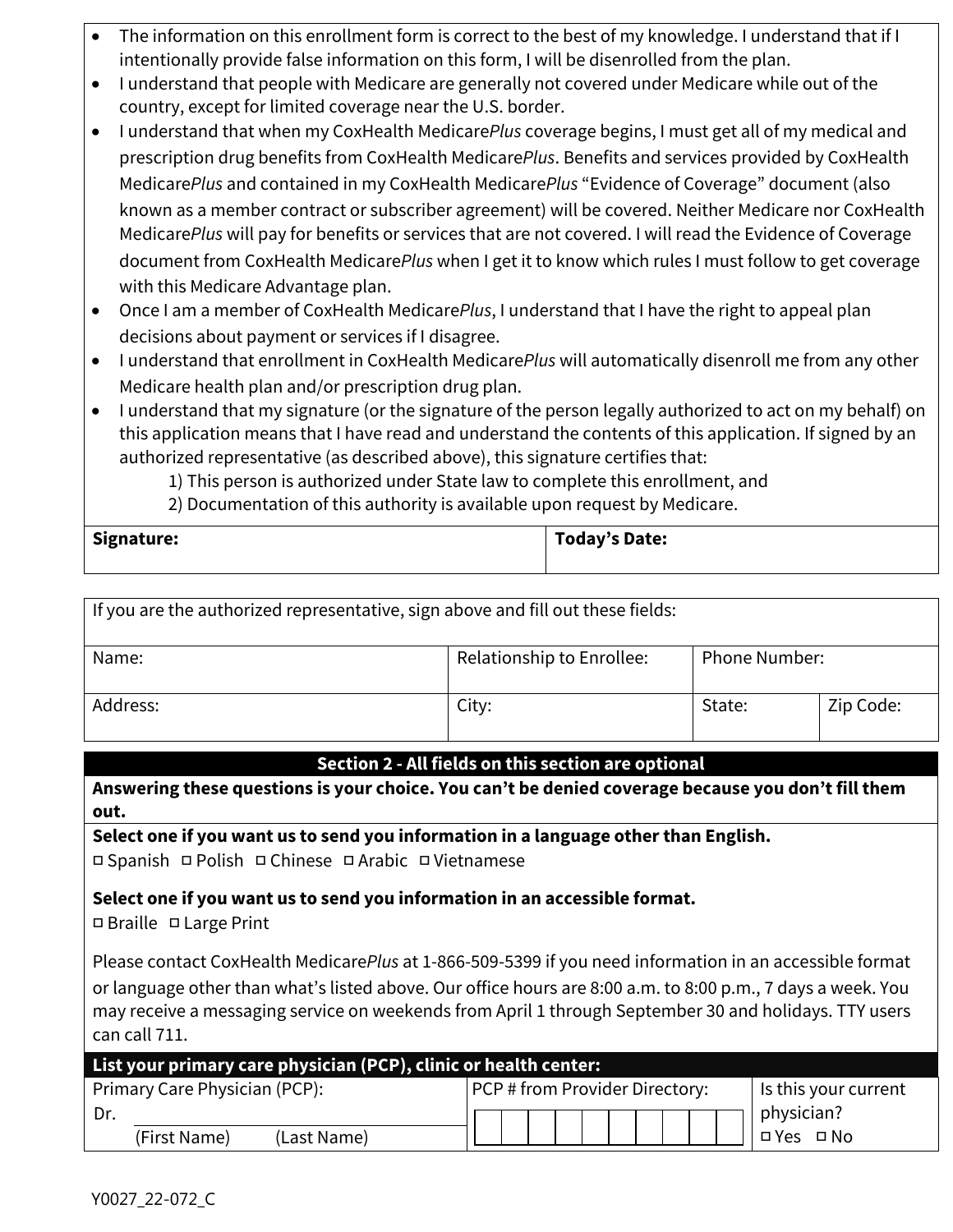- The information on this enrollment form is correct to the best of my knowledge. I understand that if I intentionally provide false information on this form, I will be disenrolled from the plan.
- I understand that people with Medicare are generally not covered under Medicare while out of the country, except for limited coverage near the U.S. border.
- I understand that when my CoxHealth Medicare*Plus* coverage begins, I must get all of my medical and prescription drug benefits from CoxHealth Medicare*Plus*. Benefits and services provided by CoxHealth Medicare*Plus* and contained in my CoxHealth Medicare*Plus* "Evidence of Coverage" document (also known as a member contract or subscriber agreement) will be covered. Neither Medicare nor CoxHealth Medicare*Plus* will pay for benefits or services that are not covered. I will read the Evidence of Coverage document from CoxHealth Medicare*Plus* when I get it to know which rules I must follow to get coverage with this Medicare Advantage plan.
- Once I am a member of CoxHealth Medicare*Plus*, I understand that I have the right to appeal plan decisions about payment or services if I disagree.
- I understand that enrollment in CoxHealth Medicare*Plus* will automatically disenroll me from any other Medicare health plan and/or prescription drug plan.
- I understand that my signature (or the signature of the person legally authorized to act on my behalf) on this application means that I have read and understand the contents of this application. If signed by an authorized representative (as described above), this signature certifies that:
  1) This person is authorized under State law to complete this enrollment, and
  2) Documentation of this authority is available upon request by Medicare.

| **Signature:** | **Today's Date:** |
|---|---|
| | |

| If you are the authorized representative, sign above and fill out these fields: | | | |
|---|---|---|---|
| Name: | Relationship to Enrollee: | Phone Number: | |
| Address: | City: | State: | Zip Code: |

## Section 2 - All fields on this section are optional

**Answering these questions is your choice. You can't be denied coverage because you don't fill them out.**

**Select one if you want us to send you information in a language other than English.**

☐ Spanish ☐ Polish ☐ Chinese ☐ Arabic ☐ Vietnamese

**Select one if you want us to send you information in an accessible format.**

☐ Braille ☐ Large Print

Please contact CoxHealth Medicare*Plus* at 1-866-509-5399 if you need information in an accessible format or language other than what's listed above. Our office hours are 8:00 a.m. to 8:00 p.m., 7 days a week. You may receive a messaging service on weekends from April 1 through September 30 and holidays. TTY users can call 711.

**List your primary care physician (PCP), clinic or health center:**

| Primary Care Physician (PCP): Dr. ______ (First Name) (Last Name) | PCP # from Provider Directory: | Is this your current physician? ☐ Yes ☐ No |
|---|---|---|

Y0027_22-072_C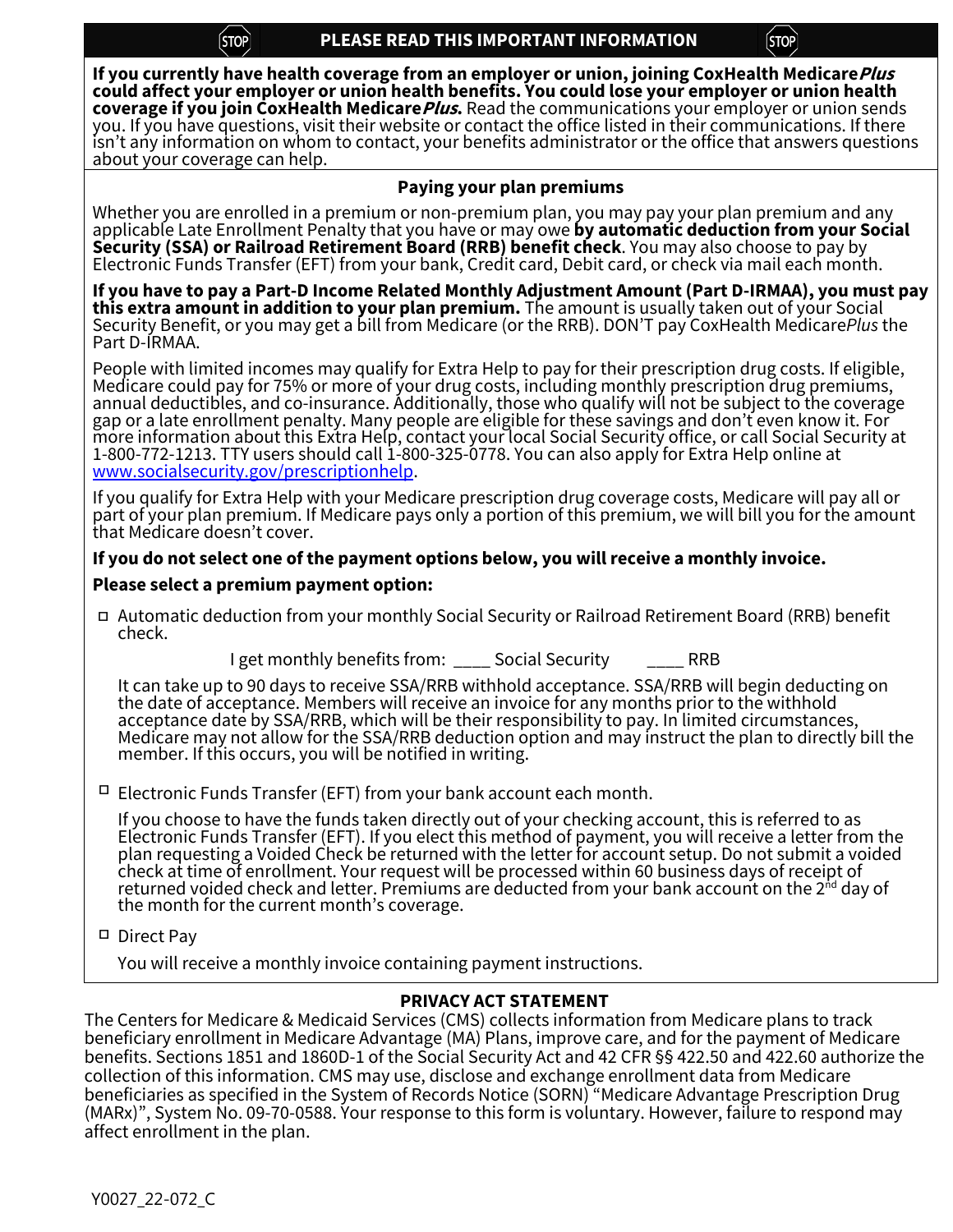## PLEASE READ THIS IMPORTANT INFORMATION

**If you currently have health coverage from an employer or union, joining CoxHealth Medicare*Plus* could affect your employer or union health benefits. You could lose your employer or union health coverage if you join CoxHealth Medicare*Plus*.** Read the communications your employer or union sends you. If you have questions, visit their website or contact the office listed in their communications. If there isn't any information on whom to contact, your benefits administrator or the office that answers questions about your coverage can help.

### Paying your plan premiums

Whether you are enrolled in a premium or non-premium plan, you may pay your plan premium and any applicable Late Enrollment Penalty that you have or may owe **by automatic deduction from your Social Security (SSA) or Railroad Retirement Board (RRB) benefit check**. You may also choose to pay by Electronic Funds Transfer (EFT) from your bank, Credit card, Debit card, or check via mail each month.

**If you have to pay a Part-D Income Related Monthly Adjustment Amount (Part D-IRMAA), you must pay this extra amount in addition to your plan premium.** The amount is usually taken out of your Social Security Benefit, or you may get a bill from Medicare (or the RRB). DON'T pay CoxHealth Medicare*Plus* the Part D-IRMAA.

People with limited incomes may qualify for Extra Help to pay for their prescription drug costs. If eligible, Medicare could pay for 75% or more of your drug costs, including monthly prescription drug premiums, annual deductibles, and co-insurance. Additionally, those who qualify will not be subject to the coverage gap or a late enrollment penalty. Many people are eligible for these savings and don't even know it. For more information about this Extra Help, contact your local Social Security office, or call Social Security at 1-800-772-1213. TTY users should call 1-800-325-0778. You can also apply for Extra Help online at www.socialsecurity.gov/prescriptionhelp.

If you qualify for Extra Help with your Medicare prescription drug coverage costs, Medicare will pay all or part of your plan premium. If Medicare pays only a portion of this premium, we will bill you for the amount that Medicare doesn't cover.

**If you do not select one of the payment options below, you will receive a monthly invoice.**

**Please select a premium payment option:**

- ☐ Automatic deduction from your monthly Social Security or Railroad Retirement Board (RRB) benefit check.

  I get monthly benefits from: ____ Social Security ____ RRB

  It can take up to 90 days to receive SSA/RRB withhold acceptance. SSA/RRB will begin deducting on the date of acceptance. Members will receive an invoice for any months prior to the withhold acceptance date by SSA/RRB, which will be their responsibility to pay. In limited circumstances, Medicare may not allow for the SSA/RRB deduction option and may instruct the plan to directly bill the member. If this occurs, you will be notified in writing.

- ☐ Electronic Funds Transfer (EFT) from your bank account each month.

  If you choose to have the funds taken directly out of your checking account, this is referred to as Electronic Funds Transfer (EFT). If you elect this method of payment, you will receive a letter from the plan requesting a Voided Check be returned with the letter for account setup. Do not submit a voided check at time of enrollment. Your request will be processed within 60 business days of receipt of returned voided check and letter. Premiums are deducted from your bank account on the 2nd day of the month for the current month's coverage.

- ☐ Direct Pay

  You will receive a monthly invoice containing payment instructions.

### PRIVACY ACT STATEMENT

The Centers for Medicare & Medicaid Services (CMS) collects information from Medicare plans to track beneficiary enrollment in Medicare Advantage (MA) Plans, improve care, and for the payment of Medicare benefits. Sections 1851 and 1860D-1 of the Social Security Act and 42 CFR §§ 422.50 and 422.60 authorize the collection of this information. CMS may use, disclose and exchange enrollment data from Medicare beneficiaries as specified in the System of Records Notice (SORN) "Medicare Advantage Prescription Drug (MARx)", System No. 09-70-0588. Your response to this form is voluntary. However, failure to respond may affect enrollment in the plan.

Y0027_22-072_C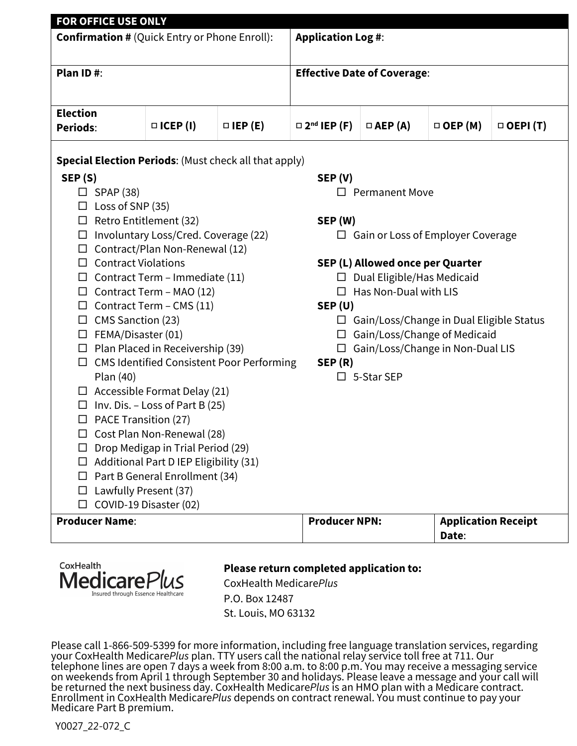| FOR OFFICE USE ONLY | | | | | | |
|---|---|---|---|---|---|---|
| **Confirmation #** (Quick Entry or Phone Enroll): | | | **Application Log #**: | | | |
| **Plan ID #**: | | | **Effective Date of Coverage**: | | | |
| **Election Periods**: | ☐ **ICEP (I)** | ☐ **IEP (E)** | ☐ **2nd IEP (F)** | ☐ **AEP (A)** | ☐ **OEP (M)** | ☐ **OEPI (T)** |

**Special Election Periods**: (Must check all that apply)

**SEP (S)**

- ☐ SPAP (38)
- ☐ Loss of SNP (35)
- ☐ Retro Entitlement (32)
- ☐ Involuntary Loss/Cred. Coverage (22)
- ☐ Contract/Plan Non-Renewal (12)
- ☐ Contract Violations
- ☐ Contract Term – Immediate (11)
- ☐ Contract Term – MAO (12)
- ☐ Contract Term – CMS (11)
- ☐ CMS Sanction (23)
- ☐ FEMA/Disaster (01)
- ☐ Plan Placed in Receivership (39)
- ☐ CMS Identified Consistent Poor Performing Plan (40)
- ☐ Accessible Format Delay (21)
- ☐ Inv. Dis. – Loss of Part B (25)
- ☐ PACE Transition (27)
- ☐ Cost Plan Non-Renewal (28)
- ☐ Drop Medigap in Trial Period (29)
- ☐ Additional Part D IEP Eligibility (31)
- ☐ Part B General Enrollment (34)
- ☐ Lawfully Present (37)
- ☐ COVID-19 Disaster (02)

**SEP (V)**

- ☐ Permanent Move

**SEP (W)**

- ☐ Gain or Loss of Employer Coverage

**SEP (L) Allowed once per Quarter**

- ☐ Dual Eligible/Has Medicaid
- ☐ Has Non-Dual with LIS

**SEP (U)**

- ☐ Gain/Loss/Change in Dual Eligible Status
- ☐ Gain/Loss/Change of Medicaid
- ☐ Gain/Loss/Change in Non-Dual LIS

**SEP (R)**

- ☐ 5-Star SEP

| **Producer Name**: | **Producer NPN:** | **Application Receipt Date**: |
|---|---|---|

CoxHealth Medicare*Plus*
Insured through Essence Healthcare

**Please return completed application to:**
CoxHealth Medicare*Plus*
P.O. Box 12487
St. Louis, MO 63132

Please call 1-866-509-5399 for more information, including free language translation services, regarding your CoxHealth Medicare*Plus* plan. TTY users call the national relay service toll free at 711. Our telephone lines are open 7 days a week from 8:00 a.m. to 8:00 p.m. You may receive a messaging service on weekends from April 1 through September 30 and holidays. Please leave a message and your call will be returned the next business day. CoxHealth Medicare*Plus* is an HMO plan with a Medicare contract. Enrollment in CoxHealth Medicare*Plus* depends on contract renewal. You must continue to pay your Medicare Part B premium.

Y0027_22-072_C